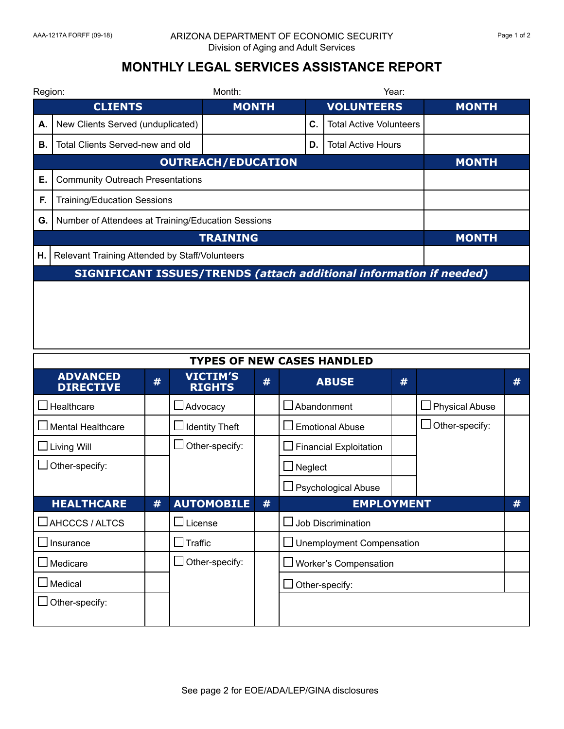AAA-1217A FORFF (09-18)

ARIZONA DEPARTMENT OF ECONOMIC SECURITY
Division of Aging and Adult Services

# MONTHLY LEGAL SERVICES ASSISTANCE REPORT

Region: ____________________ Month: ____________________ Year: ____________________

| | CLIENTS | MONTH | | VOLUNTEERS | MONTH |
|---|---|---|---|---|---|
| **A.** | New Clients Served (unduplicated) | | **C.** | Total Active Volunteers | |
| **B.** | Total Clients Served-new and old | | **D.** | Total Active Hours | |

| | OUTREACH/EDUCATION | MONTH |
|---|---|---|
| **E.** | Community Outreach Presentations | |
| **F.** | Training/Education Sessions | |
| **G.** | Number of Attendees at Training/Education Sessions | |

| | TRAINING | MONTH |
|---|---|---|
| **H.** | Relevant Training Attended by Staff/Volunteers | |

## SIGNIFICANT ISSUES/TRENDS *(attach additional information if needed)*

## TYPES OF NEW CASES HANDLED

| ADVANCED DIRECTIVE | # | VICTIM'S RIGHTS | # | ABUSE | # | | # |
|---|---|---|---|---|---|---|---|
| ☐ Healthcare | | ☐ Advocacy | | ☐ Abandonment | | ☐ Physical Abuse | |
| ☐ Mental Healthcare | | ☐ Identity Theft | | ☐ Emotional Abuse | | ☐ Other-specify: | |
| ☐ Living Will | | ☐ Other-specify: | | ☐ Financial Exploitation | | | |
| ☐ Other-specify: | | | | ☐ Neglect | | | |
| | | | | ☐ Psychological Abuse | | | |

| HEALTHCARE | # | AUTOMOBILE | # | EMPLOYMENT | # |
|---|---|---|---|---|---|
| ☐ AHCCCS / ALTCS | | ☐ License | | ☐ Job Discrimination | |
| ☐ Insurance | | ☐ Traffic | | ☐ Unemployment Compensation | |
| ☐ Medicare | | ☐ Other-specify: | | ☐ Worker's Compensation | |
| ☐ Medical | | | | ☐ Other-specify: | |
| ☐ Other-specify: | | | | | |

See page 2 for EOE/ADA/LEP/GINA disclosures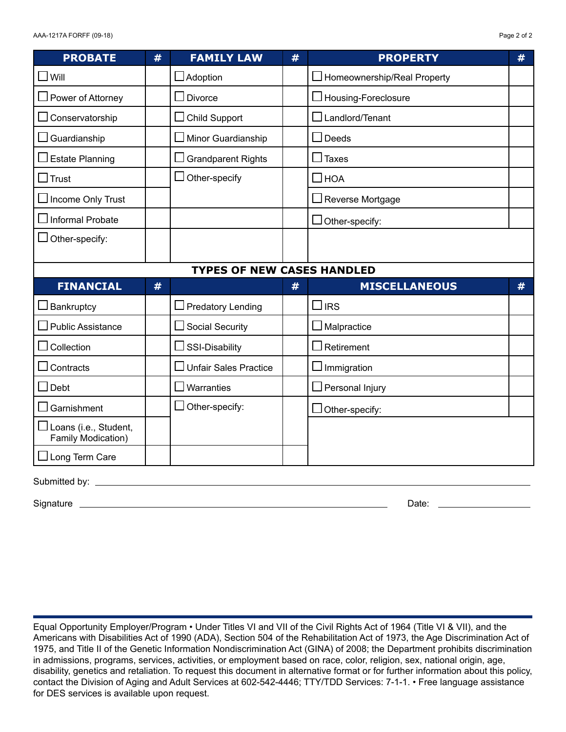| PROBATE | # | FAMILY LAW | # | PROPERTY | # |
|---|---|---|---|---|---|
| ☐ Will | | ☐ Adoption | | ☐ Homeownership/Real Property | |
| ☐ Power of Attorney | | ☐ Divorce | | ☐ Housing-Foreclosure | |
| ☐ Conservatorship | | ☐ Child Support | | ☐ Landlord/Tenant | |
| ☐ Guardianship | | ☐ Minor Guardianship | | ☐ Deeds | |
| ☐ Estate Planning | | ☐ Grandparent Rights | | ☐ Taxes | |
| ☐ Trust | | ☐ Other-specify | | ☐ HOA | |
| ☐ Income Only Trust | | | | ☐ Reverse Mortgage | |
| ☐ Informal Probate | | | | ☐ Other-specify: | |
| ☐ Other-specify: | | | | | |

**TYPES OF NEW CASES HANDLED**

| FINANCIAL | # | | # | MISCELLANEOUS | # |
|---|---|---|---|---|---|
| ☐ Bankruptcy | | ☐ Predatory Lending | | ☐ IRS | |
| ☐ Public Assistance | | ☐ Social Security | | ☐ Malpractice | |
| ☐ Collection | | ☐ SSI-Disability | | ☐ Retirement | |
| ☐ Contracts | | ☐ Unfair Sales Practice | | ☐ Immigration | |
| ☐ Debt | | ☐ Warranties | | ☐ Personal Injury | |
| ☐ Garnishment | | ☐ Other-specify: | | ☐ Other-specify: | |
| ☐ Loans (i.e., Student, Family Modication) | | | | | |
| ☐ Long Term Care | | | | | |

Submitted by: ____________________________________________

Signature ____________________________________ Date: ________________

Equal Opportunity Employer/Program • Under Titles VI and VII of the Civil Rights Act of 1964 (Title VI & VII), and the Americans with Disabilities Act of 1990 (ADA), Section 504 of the Rehabilitation Act of 1973, the Age Discrimination Act of 1975, and Title II of the Genetic Information Nondiscrimination Act (GINA) of 2008; the Department prohibits discrimination in admissions, programs, services, activities, or employment based on race, color, religion, sex, national origin, age, disability, genetics and retaliation. To request this document in alternative format or for further information about this policy, contact the Division of Aging and Adult Services at 602-542-4446; TTY/TDD Services: 7-1-1. • Free language assistance for DES services is available upon request.